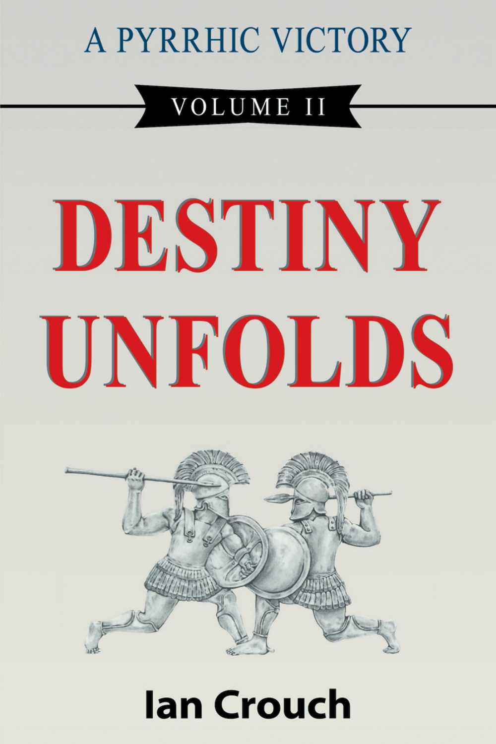A PYRRHIC VICTORY

VOLUME II

# DESTINY UNFOLDS

Ian Crouch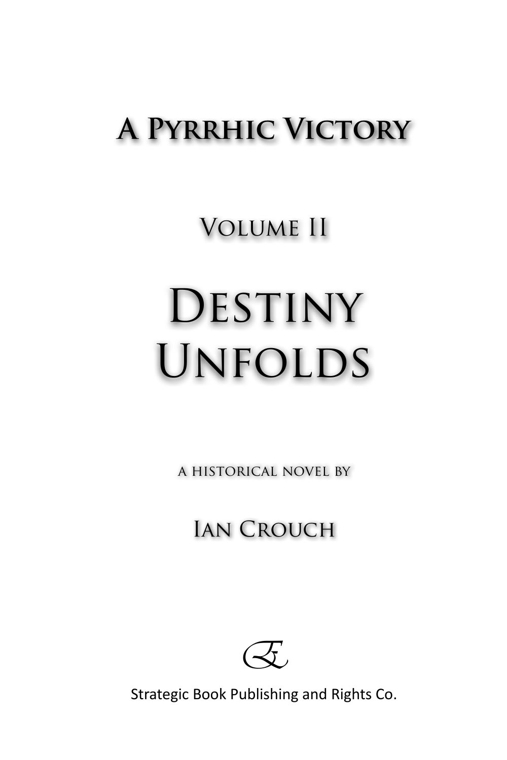# A Pyrrhic Victory

## Volume II

# Destiny Unfolds

a historical novel by

## Ian Crouch

Strategic Book Publishing and Rights Co.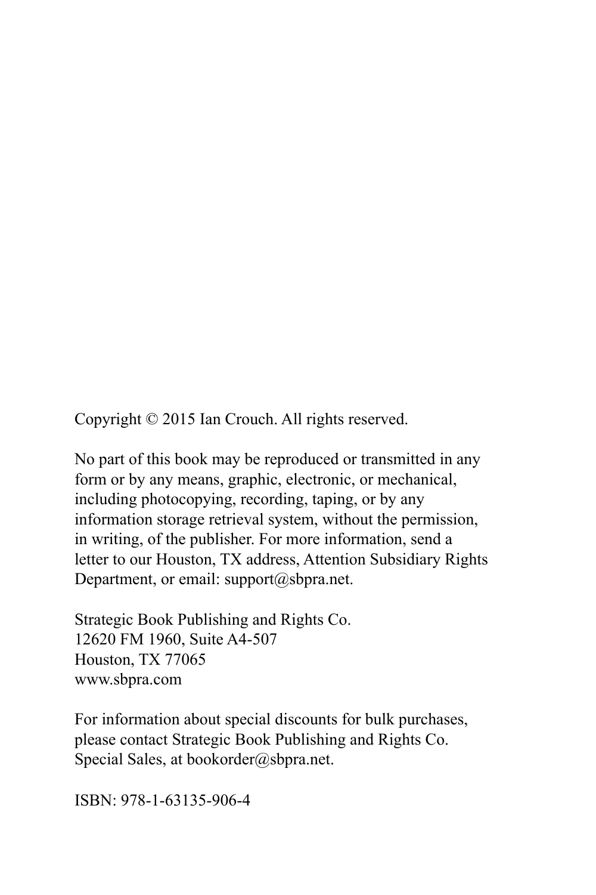Copyright © 2015 Ian Crouch. All rights reserved.

No part of this book may be reproduced or transmitted in any form or by any means, graphic, electronic, or mechanical, including photocopying, recording, taping, or by any information storage retrieval system, without the permission, in writing, of the publisher. For more information, send a letter to our Houston, TX address, Attention Subsidiary Rights Department, or email: support@sbpra.net.

Strategic Book Publishing and Rights Co.
12620 FM 1960, Suite A4-507
Houston, TX 77065
www.sbpra.com

For information about special discounts for bulk purchases, please contact Strategic Book Publishing and Rights Co. Special Sales, at bookorder@sbpra.net.

ISBN: 978-1-63135-906-4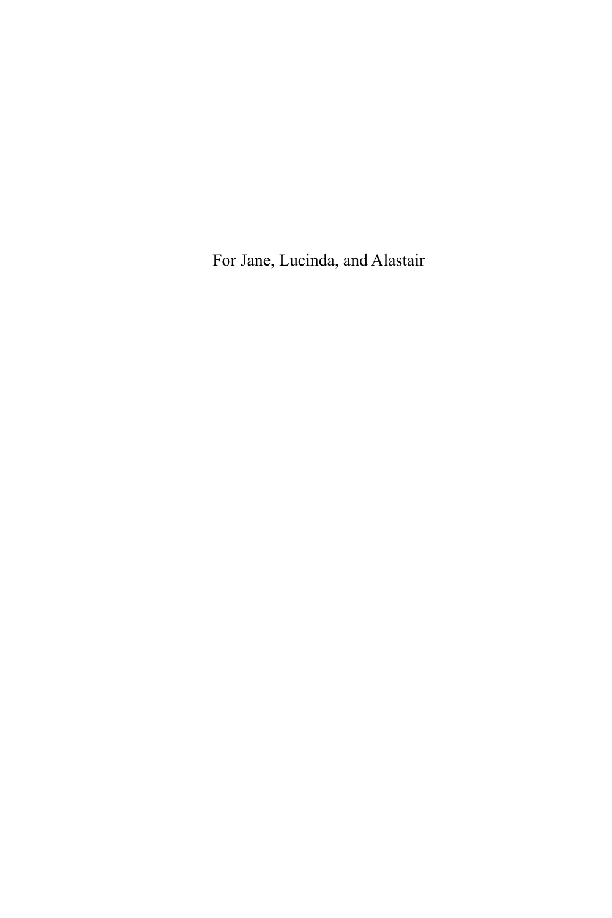For Jane, Lucinda, and Alastair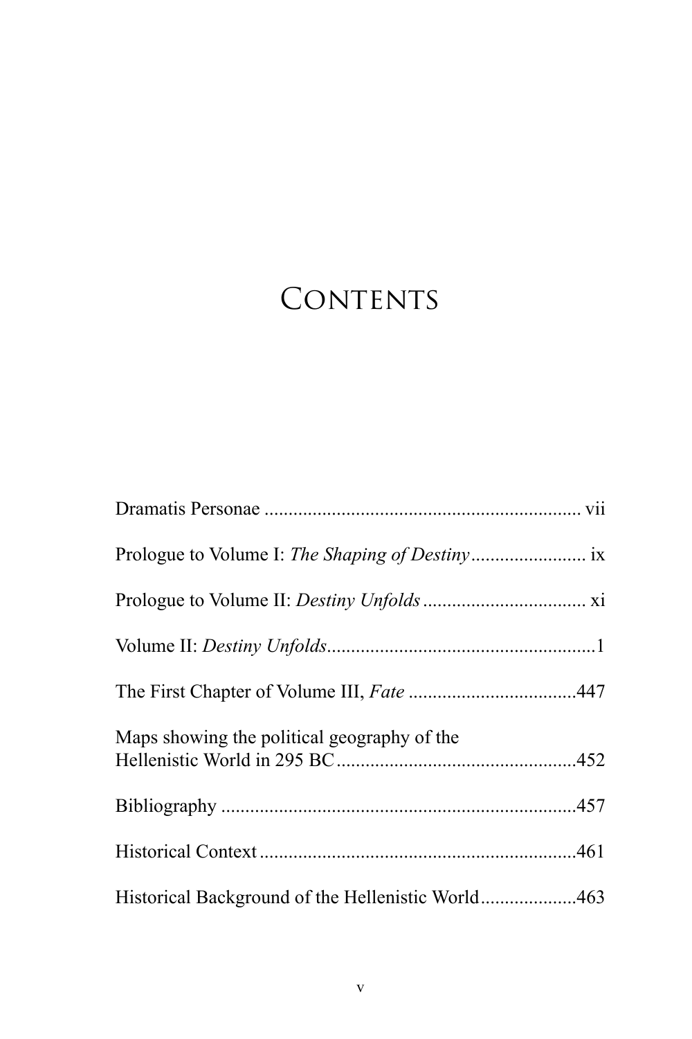# Contents

Dramatis Personae .................................................................. vii

Prologue to Volume I: *The Shaping of Destiny* ........................ ix

Prologue to Volume II: *Destiny Unfolds* .................................. xi

Volume II: *Destiny Unfolds* ........................................................1

The First Chapter of Volume III, *Fate* ...................................447

Maps showing the political geography of the Hellenistic World in 295 BC..................................................452

Bibliography ..........................................................................457

Historical Context ..................................................................461

Historical Background of the Hellenistic World....................463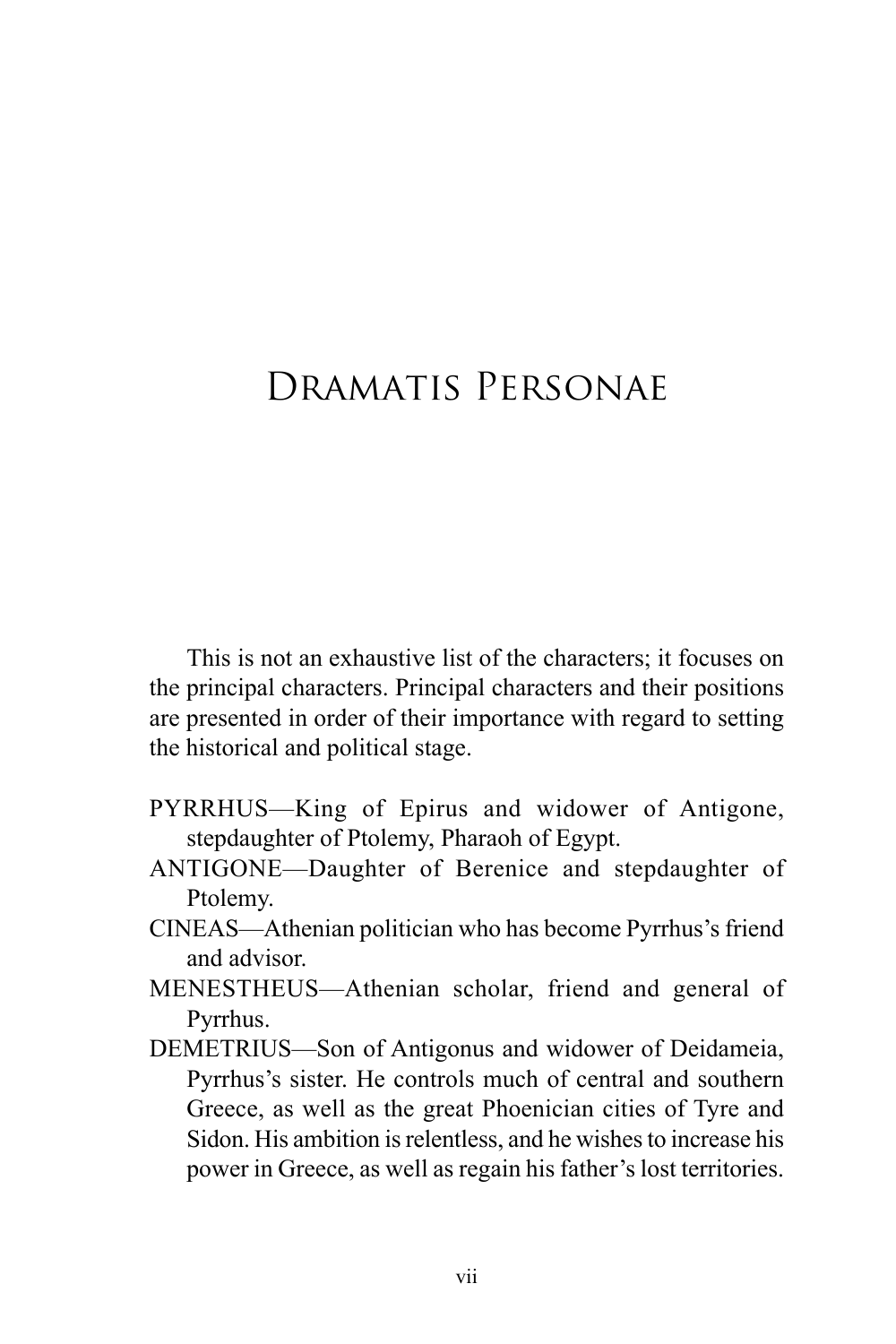# Dramatis Personae

This is not an exhaustive list of the characters; it focuses on the principal characters. Principal characters and their positions are presented in order of their importance with regard to setting the historical and political stage.

PYRRHUS—King of Epirus and widower of Antigone, stepdaughter of Ptolemy, Pharaoh of Egypt.

ANTIGONE—Daughter of Berenice and stepdaughter of Ptolemy.

CINEAS—Athenian politician who has become Pyrrhus's friend and advisor.

MENESTHEUS—Athenian scholar, friend and general of Pyrrhus.

DEMETRIUS—Son of Antigonus and widower of Deidameia, Pyrrhus's sister. He controls much of central and southern Greece, as well as the great Phoenician cities of Tyre and Sidon. His ambition is relentless, and he wishes to increase his power in Greece, as well as regain his father's lost territories.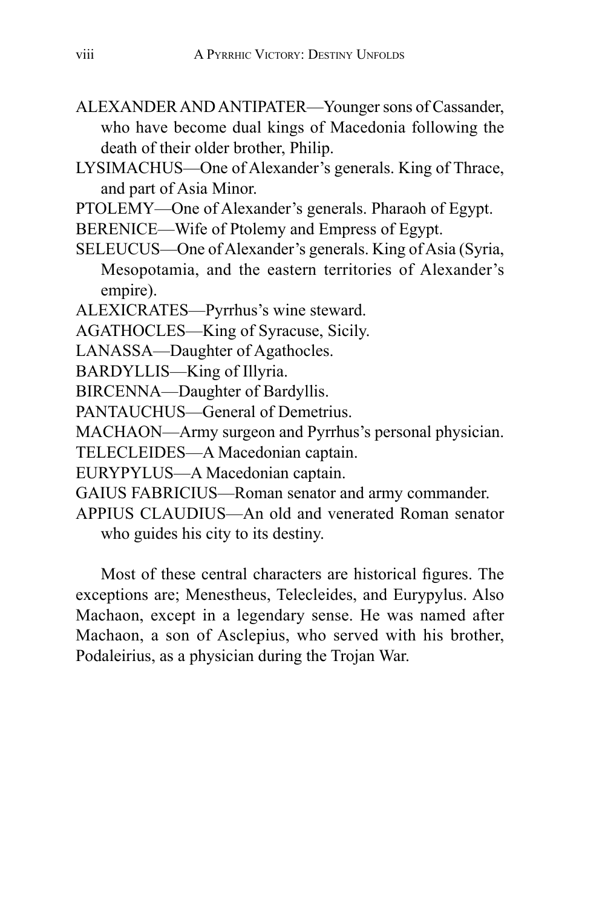ALEXANDER AND ANTIPATER—Younger sons of Cassander, who have become dual kings of Macedonia following the death of their older brother, Philip.

LYSIMACHUS—One of Alexander's generals. King of Thrace, and part of Asia Minor.

PTOLEMY—One of Alexander's generals. Pharaoh of Egypt.

BERENICE—Wife of Ptolemy and Empress of Egypt.

SELEUCUS—One of Alexander's generals. King of Asia (Syria, Mesopotamia, and the eastern territories of Alexander's empire).

ALEXICRATES—Pyrrhus's wine steward.

AGATHOCLES—King of Syracuse, Sicily.

LANASSA—Daughter of Agathocles.

BARDYLLIS—King of Illyria.

BIRCENNA—Daughter of Bardyllis.

PANTAUCHUS—General of Demetrius.

MACHAON—Army surgeon and Pyrrhus's personal physician.

TELECLEIDES—A Macedonian captain.

EURYPYLUS—A Macedonian captain.

GAIUS FABRICIUS—Roman senator and army commander.

APPIUS CLAUDIUS—An old and venerated Roman senator who guides his city to its destiny.

Most of these central characters are historical figures. The exceptions are; Menestheus, Telecleides, and Eurypylus. Also Machaon, except in a legendary sense. He was named after Machaon, a son of Asclepius, who served with his brother, Podaleirius, as a physician during the Trojan War.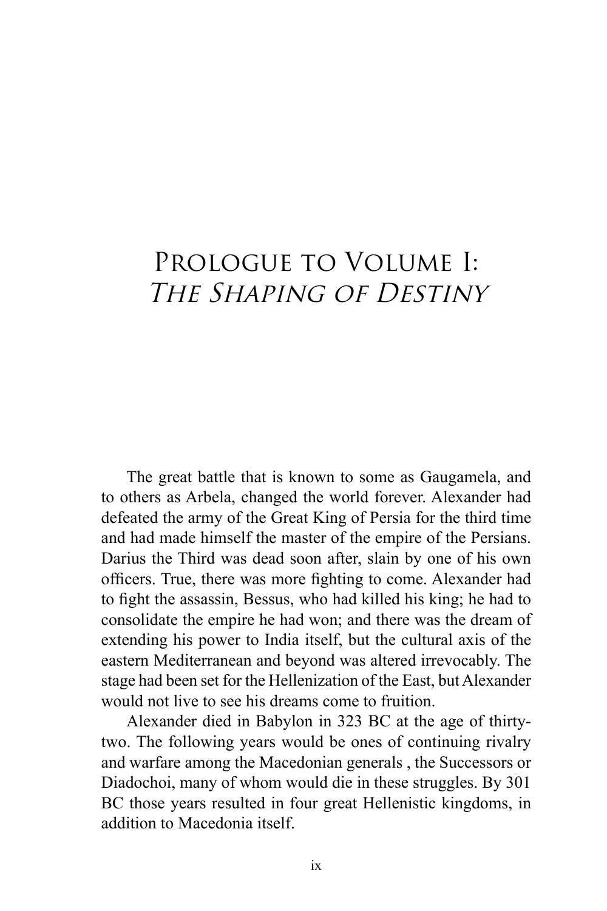# Prologue to Volume I: *The Shaping of Destiny*

The great battle that is known to some as Gaugamela, and to others as Arbela, changed the world forever. Alexander had defeated the army of the Great King of Persia for the third time and had made himself the master of the empire of the Persians. Darius the Third was dead soon after, slain by one of his own officers. True, there was more fighting to come. Alexander had to fight the assassin, Bessus, who had killed his king; he had to consolidate the empire he had won; and there was the dream of extending his power to India itself, but the cultural axis of the eastern Mediterranean and beyond was altered irrevocably. The stage had been set for the Hellenization of the East, but Alexander would not live to see his dreams come to fruition.

Alexander died in Babylon in 323 BC at the age of thirty-two. The following years would be ones of continuing rivalry and warfare among the Macedonian generals , the Successors or Diadochoi, many of whom would die in these struggles. By 301 BC those years resulted in four great Hellenistic kingdoms, in addition to Macedonia itself.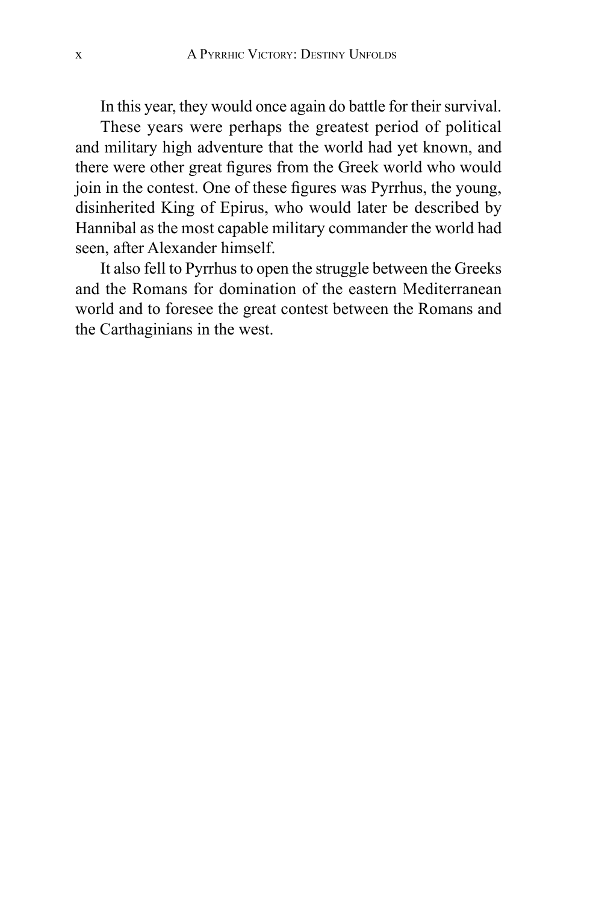In this year, they would once again do battle for their survival.

These years were perhaps the greatest period of political and military high adventure that the world had yet known, and there were other great figures from the Greek world who would join in the contest. One of these figures was Pyrrhus, the young, disinherited King of Epirus, who would later be described by Hannibal as the most capable military commander the world had seen, after Alexander himself.

It also fell to Pyrrhus to open the struggle between the Greeks and the Romans for domination of the eastern Mediterranean world and to foresee the great contest between the Romans and the Carthaginians in the west.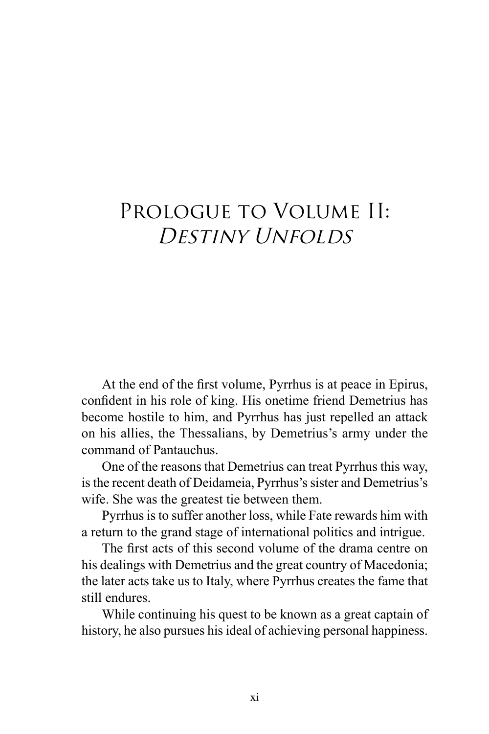# Prologue to Volume II: *Destiny Unfolds*

At the end of the first volume, Pyrrhus is at peace in Epirus, confident in his role of king. His onetime friend Demetrius has become hostile to him, and Pyrrhus has just repelled an attack on his allies, the Thessalians, by Demetrius's army under the command of Pantauchus.

One of the reasons that Demetrius can treat Pyrrhus this way, is the recent death of Deidameia, Pyrrhus's sister and Demetrius's wife. She was the greatest tie between them.

Pyrrhus is to suffer another loss, while Fate rewards him with a return to the grand stage of international politics and intrigue.

The first acts of this second volume of the drama centre on his dealings with Demetrius and the great country of Macedonia; the later acts take us to Italy, where Pyrrhus creates the fame that still endures.

While continuing his quest to be known as a great captain of history, he also pursues his ideal of achieving personal happiness.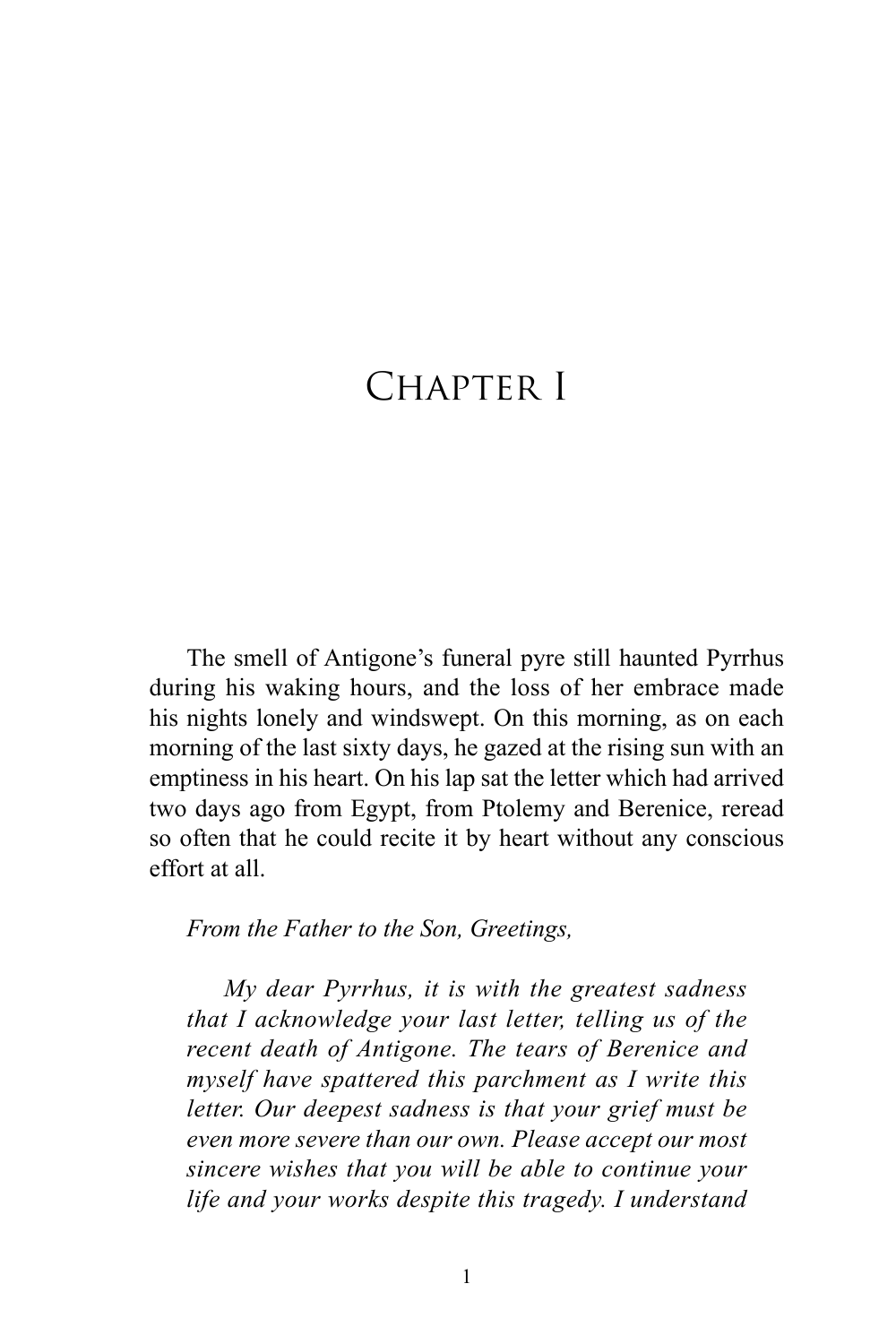# Chapter I

The smell of Antigone's funeral pyre still haunted Pyrrhus during his waking hours, and the loss of her embrace made his nights lonely and windswept. On this morning, as on each morning of the last sixty days, he gazed at the rising sun with an emptiness in his heart. On his lap sat the letter which had arrived two days ago from Egypt, from Ptolemy and Berenice, reread so often that he could recite it by heart without any conscious effort at all.

*From the Father to the Son, Greetings,*

*My dear Pyrrhus, it is with the greatest sadness that I acknowledge your last letter, telling us of the recent death of Antigone. The tears of Berenice and myself have spattered this parchment as I write this letter. Our deepest sadness is that your grief must be even more severe than our own. Please accept our most sincere wishes that you will be able to continue your life and your works despite this tragedy. I understand*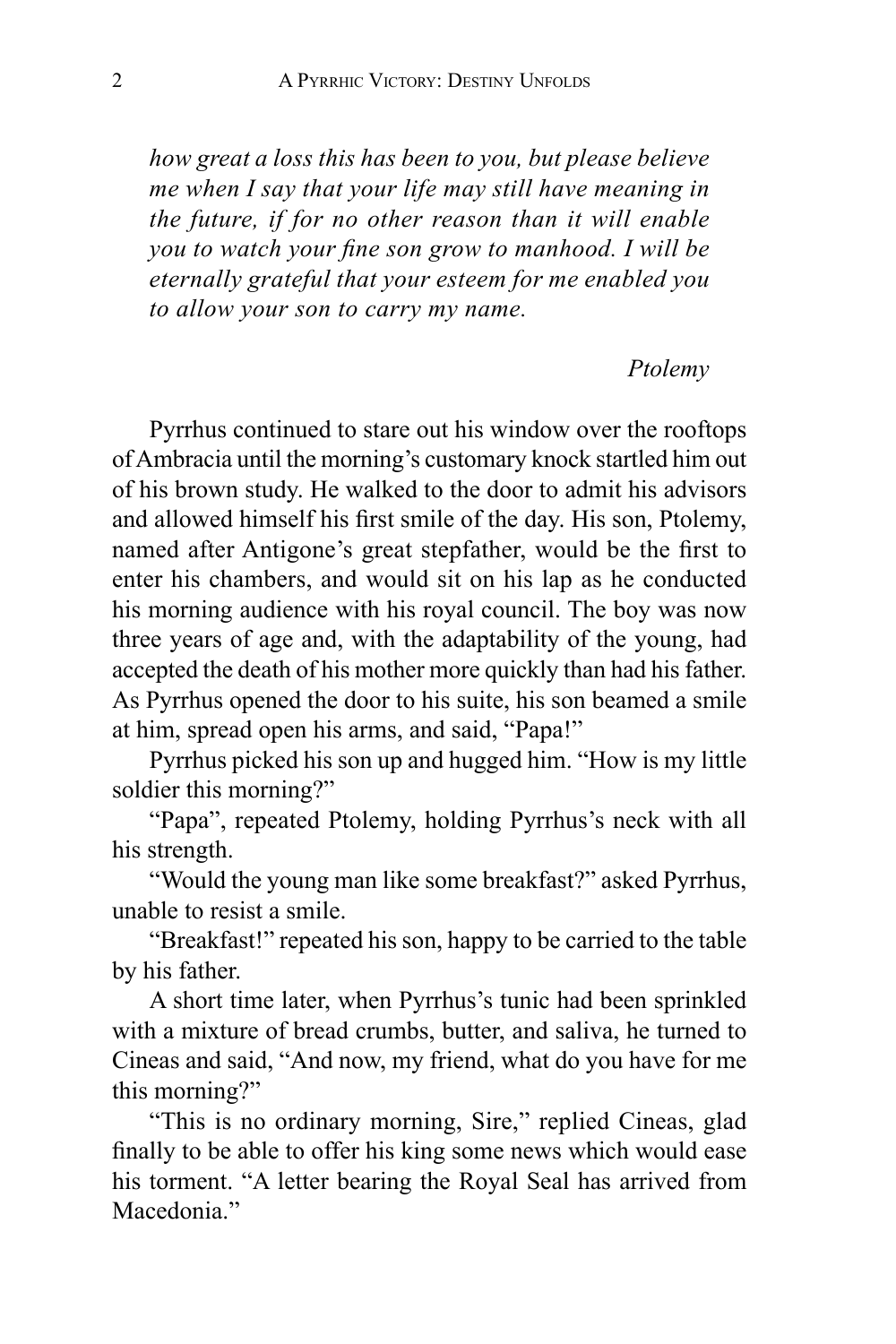*how great a loss this has been to you, but please believe me when I say that your life may still have meaning in the future, if for no other reason than it will enable you to watch your fine son grow to manhood. I will be eternally grateful that your esteem for me enabled you to allow your son to carry my name.*

*Ptolemy*

Pyrrhus continued to stare out his window over the rooftops of Ambracia until the morning's customary knock startled him out of his brown study. He walked to the door to admit his advisors and allowed himself his first smile of the day. His son, Ptolemy, named after Antigone's great stepfather, would be the first to enter his chambers, and would sit on his lap as he conducted his morning audience with his royal council. The boy was now three years of age and, with the adaptability of the young, had accepted the death of his mother more quickly than had his father. As Pyrrhus opened the door to his suite, his son beamed a smile at him, spread open his arms, and said, "Papa!"

Pyrrhus picked his son up and hugged him. "How is my little soldier this morning?"

"Papa", repeated Ptolemy, holding Pyrrhus's neck with all his strength.

"Would the young man like some breakfast?" asked Pyrrhus, unable to resist a smile.

"Breakfast!" repeated his son, happy to be carried to the table by his father.

A short time later, when Pyrrhus's tunic had been sprinkled with a mixture of bread crumbs, butter, and saliva, he turned to Cineas and said, "And now, my friend, what do you have for me this morning?"

"This is no ordinary morning, Sire," replied Cineas, glad finally to be able to offer his king some news which would ease his torment. "A letter bearing the Royal Seal has arrived from Macedonia."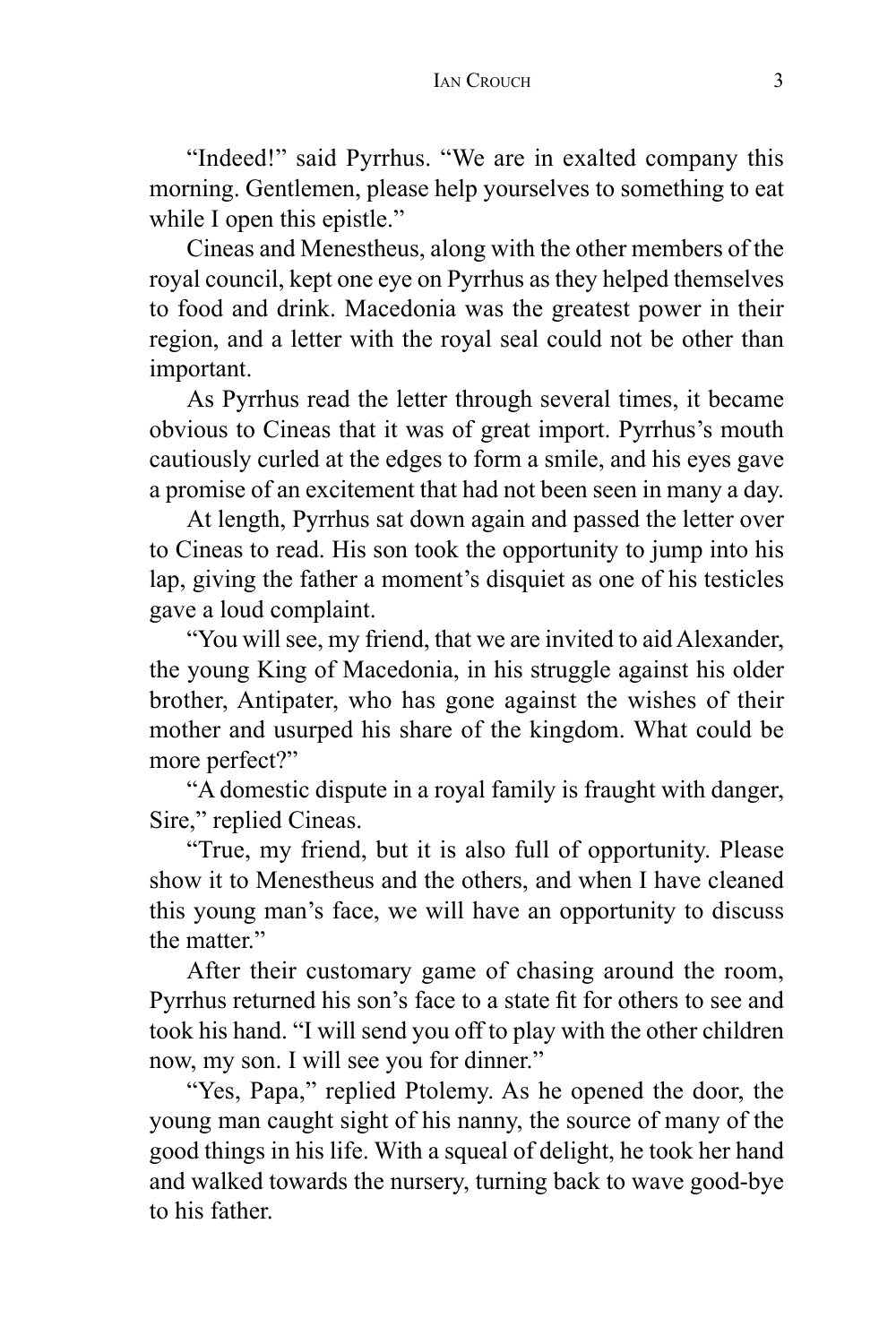"Indeed!" said Pyrrhus. "We are in exalted company this morning. Gentlemen, please help yourselves to something to eat while I open this epistle."

Cineas and Menestheus, along with the other members of the royal council, kept one eye on Pyrrhus as they helped themselves to food and drink. Macedonia was the greatest power in their region, and a letter with the royal seal could not be other than important.

As Pyrrhus read the letter through several times, it became obvious to Cineas that it was of great import. Pyrrhus's mouth cautiously curled at the edges to form a smile, and his eyes gave a promise of an excitement that had not been seen in many a day.

At length, Pyrrhus sat down again and passed the letter over to Cineas to read. His son took the opportunity to jump into his lap, giving the father a moment's disquiet as one of his testicles gave a loud complaint.

"You will see, my friend, that we are invited to aid Alexander, the young King of Macedonia, in his struggle against his older brother, Antipater, who has gone against the wishes of their mother and usurped his share of the kingdom. What could be more perfect?"

"A domestic dispute in a royal family is fraught with danger, Sire," replied Cineas.

"True, my friend, but it is also full of opportunity. Please show it to Menestheus and the others, and when I have cleaned this young man's face, we will have an opportunity to discuss the matter."

After their customary game of chasing around the room, Pyrrhus returned his son's face to a state fit for others to see and took his hand. "I will send you off to play with the other children now, my son. I will see you for dinner."

"Yes, Papa," replied Ptolemy. As he opened the door, the young man caught sight of his nanny, the source of many of the good things in his life. With a squeal of delight, he took her hand and walked towards the nursery, turning back to wave good-bye to his father.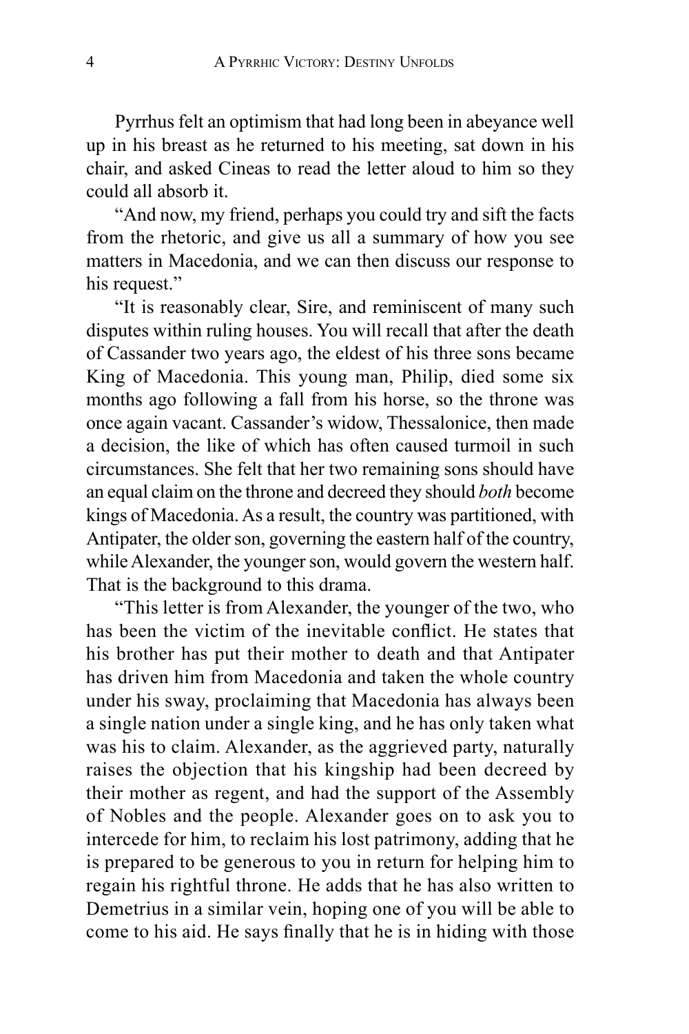Pyrrhus felt an optimism that had long been in abeyance well up in his breast as he returned to his meeting, sat down in his chair, and asked Cineas to read the letter aloud to him so they could all absorb it.

"And now, my friend, perhaps you could try and sift the facts from the rhetoric, and give us all a summary of how you see matters in Macedonia, and we can then discuss our response to his request."

"It is reasonably clear, Sire, and reminiscent of many such disputes within ruling houses. You will recall that after the death of Cassander two years ago, the eldest of his three sons became King of Macedonia. This young man, Philip, died some six months ago following a fall from his horse, so the throne was once again vacant. Cassander's widow, Thessalonice, then made a decision, the like of which has often caused turmoil in such circumstances. She felt that her two remaining sons should have an equal claim on the throne and decreed they should *both* become kings of Macedonia. As a result, the country was partitioned, with Antipater, the older son, governing the eastern half of the country, while Alexander, the younger son, would govern the western half. That is the background to this drama.

"This letter is from Alexander, the younger of the two, who has been the victim of the inevitable conflict. He states that his brother has put their mother to death and that Antipater has driven him from Macedonia and taken the whole country under his sway, proclaiming that Macedonia has always been a single nation under a single king, and he has only taken what was his to claim. Alexander, as the aggrieved party, naturally raises the objection that his kingship had been decreed by their mother as regent, and had the support of the Assembly of Nobles and the people. Alexander goes on to ask you to intercede for him, to reclaim his lost patrimony, adding that he is prepared to be generous to you in return for helping him to regain his rightful throne. He adds that he has also written to Demetrius in a similar vein, hoping one of you will be able to come to his aid. He says finally that he is in hiding with those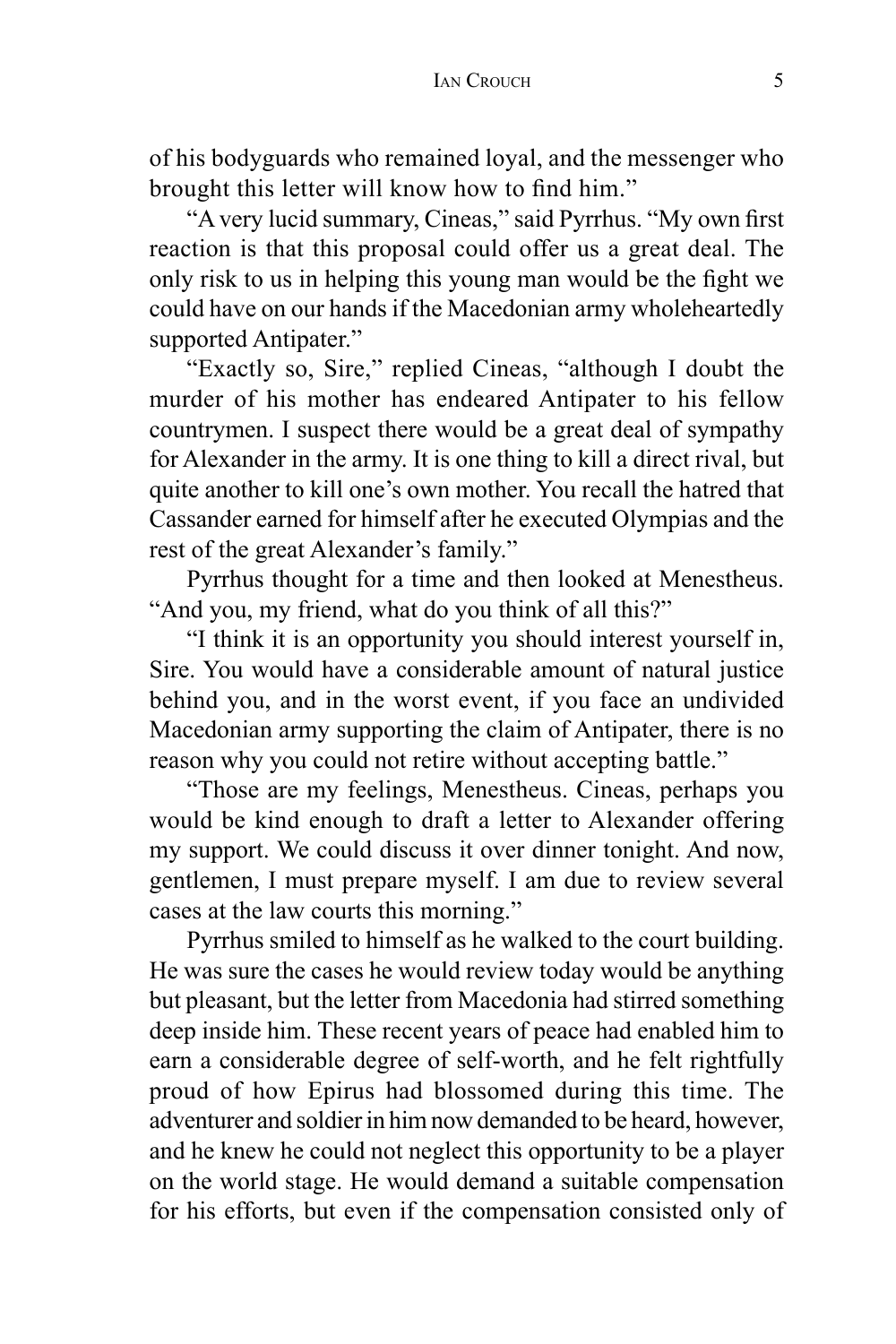of his bodyguards who remained loyal, and the messenger who brought this letter will know how to find him."

"A very lucid summary, Cineas," said Pyrrhus. "My own first reaction is that this proposal could offer us a great deal. The only risk to us in helping this young man would be the fight we could have on our hands if the Macedonian army wholeheartedly supported Antipater."

"Exactly so, Sire," replied Cineas, "although I doubt the murder of his mother has endeared Antipater to his fellow countrymen. I suspect there would be a great deal of sympathy for Alexander in the army. It is one thing to kill a direct rival, but quite another to kill one's own mother. You recall the hatred that Cassander earned for himself after he executed Olympias and the rest of the great Alexander's family."

Pyrrhus thought for a time and then looked at Menestheus. "And you, my friend, what do you think of all this?"

"I think it is an opportunity you should interest yourself in, Sire. You would have a considerable amount of natural justice behind you, and in the worst event, if you face an undivided Macedonian army supporting the claim of Antipater, there is no reason why you could not retire without accepting battle."

"Those are my feelings, Menestheus. Cineas, perhaps you would be kind enough to draft a letter to Alexander offering my support. We could discuss it over dinner tonight. And now, gentlemen, I must prepare myself. I am due to review several cases at the law courts this morning."

Pyrrhus smiled to himself as he walked to the court building. He was sure the cases he would review today would be anything but pleasant, but the letter from Macedonia had stirred something deep inside him. These recent years of peace had enabled him to earn a considerable degree of self-worth, and he felt rightfully proud of how Epirus had blossomed during this time. The adventurer and soldier in him now demanded to be heard, however, and he knew he could not neglect this opportunity to be a player on the world stage. He would demand a suitable compensation for his efforts, but even if the compensation consisted only of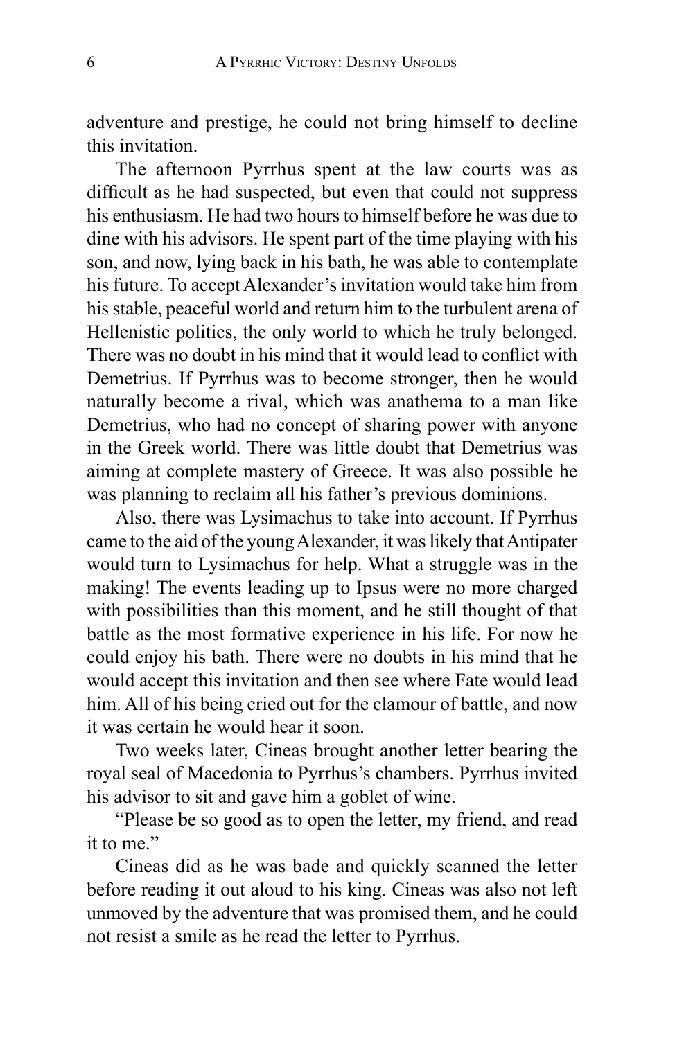adventure and prestige, he could not bring himself to decline this invitation.

The afternoon Pyrrhus spent at the law courts was as difficult as he had suspected, but even that could not suppress his enthusiasm. He had two hours to himself before he was due to dine with his advisors. He spent part of the time playing with his son, and now, lying back in his bath, he was able to contemplate his future. To accept Alexander's invitation would take him from his stable, peaceful world and return him to the turbulent arena of Hellenistic politics, the only world to which he truly belonged. There was no doubt in his mind that it would lead to conflict with Demetrius. If Pyrrhus was to become stronger, then he would naturally become a rival, which was anathema to a man like Demetrius, who had no concept of sharing power with anyone in the Greek world. There was little doubt that Demetrius was aiming at complete mastery of Greece. It was also possible he was planning to reclaim all his father's previous dominions.

Also, there was Lysimachus to take into account. If Pyrrhus came to the aid of the young Alexander, it was likely that Antipater would turn to Lysimachus for help. What a struggle was in the making! The events leading up to Ipsus were no more charged with possibilities than this moment, and he still thought of that battle as the most formative experience in his life. For now he could enjoy his bath. There were no doubts in his mind that he would accept this invitation and then see where Fate would lead him. All of his being cried out for the clamour of battle, and now it was certain he would hear it soon.

Two weeks later, Cineas brought another letter bearing the royal seal of Macedonia to Pyrrhus's chambers. Pyrrhus invited his advisor to sit and gave him a goblet of wine.

"Please be so good as to open the letter, my friend, and read it to me."

Cineas did as he was bade and quickly scanned the letter before reading it out aloud to his king. Cineas was also not left unmoved by the adventure that was promised them, and he could not resist a smile as he read the letter to Pyrrhus.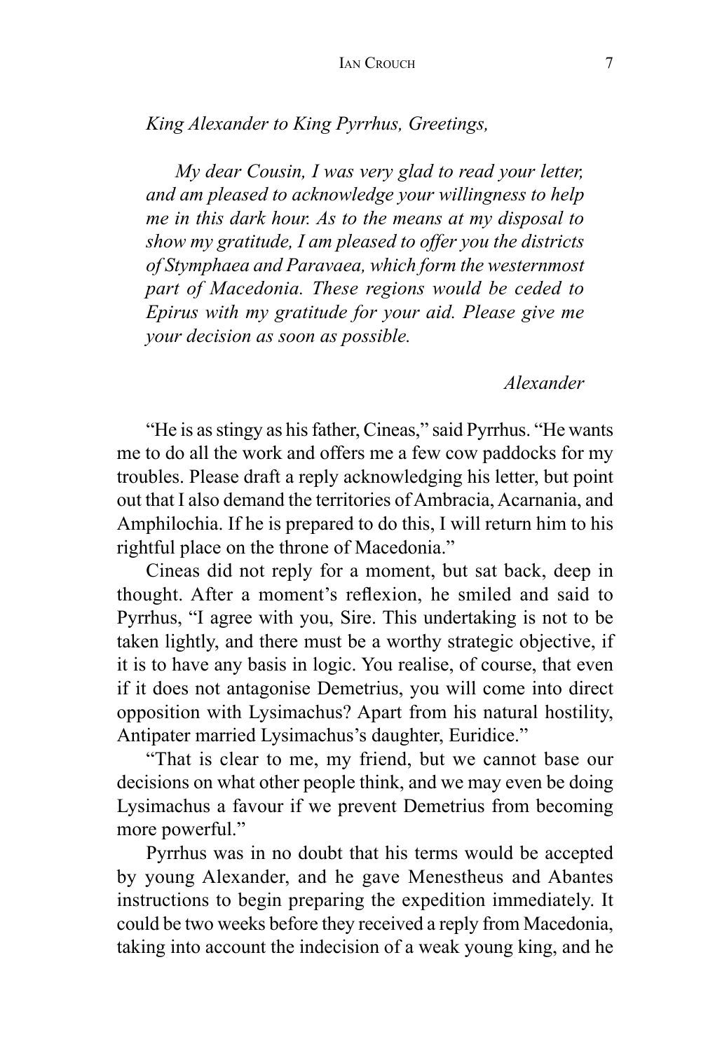*King Alexander to King Pyrrhus, Greetings,*

*My dear Cousin, I was very glad to read your letter, and am pleased to acknowledge your willingness to help me in this dark hour. As to the means at my disposal to show my gratitude, I am pleased to offer you the districts of Stymphaea and Paravaea, which form the westernmost part of Macedonia. These regions would be ceded to Epirus with my gratitude for your aid. Please give me your decision as soon as possible.*

*Alexander*

"He is as stingy as his father, Cineas," said Pyrrhus. "He wants me to do all the work and offers me a few cow paddocks for my troubles. Please draft a reply acknowledging his letter, but point out that I also demand the territories of Ambracia, Acarnania, and Amphilochia. If he is prepared to do this, I will return him to his rightful place on the throne of Macedonia."

Cineas did not reply for a moment, but sat back, deep in thought. After a moment's reflexion, he smiled and said to Pyrrhus, "I agree with you, Sire. This undertaking is not to be taken lightly, and there must be a worthy strategic objective, if it is to have any basis in logic. You realise, of course, that even if it does not antagonise Demetrius, you will come into direct opposition with Lysimachus? Apart from his natural hostility, Antipater married Lysimachus's daughter, Euridice."

"That is clear to me, my friend, but we cannot base our decisions on what other people think, and we may even be doing Lysimachus a favour if we prevent Demetrius from becoming more powerful."

Pyrrhus was in no doubt that his terms would be accepted by young Alexander, and he gave Menestheus and Abantes instructions to begin preparing the expedition immediately. It could be two weeks before they received a reply from Macedonia, taking into account the indecision of a weak young king, and he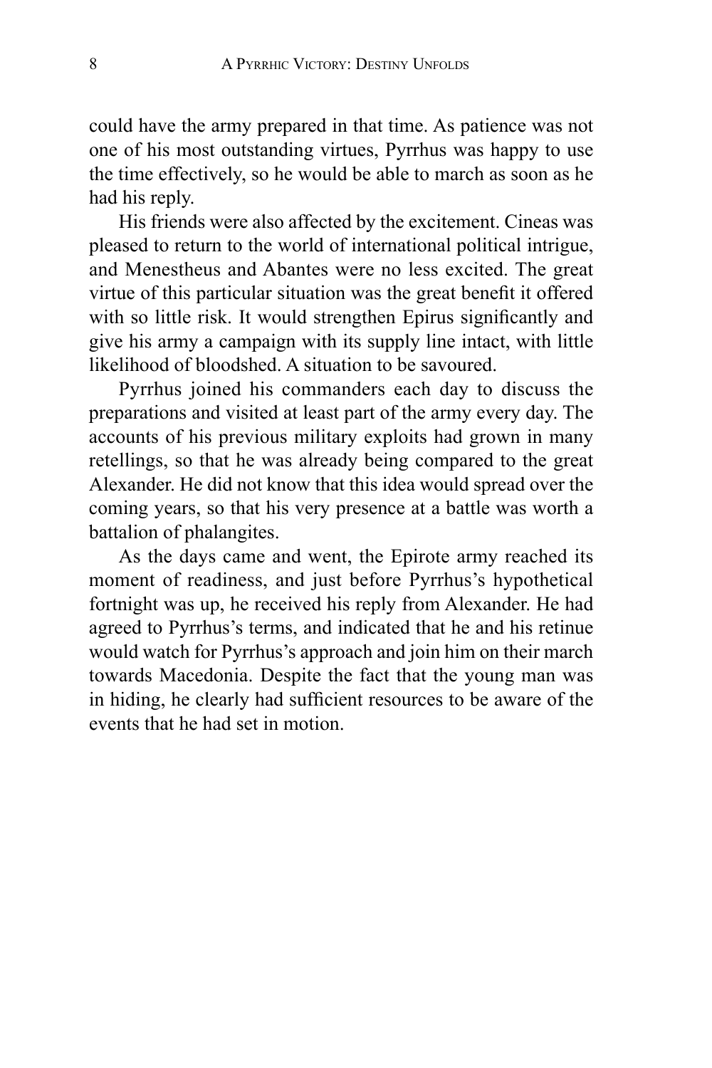could have the army prepared in that time. As patience was not one of his most outstanding virtues, Pyrrhus was happy to use the time effectively, so he would be able to march as soon as he had his reply.

His friends were also affected by the excitement. Cineas was pleased to return to the world of international political intrigue, and Menestheus and Abantes were no less excited. The great virtue of this particular situation was the great benefit it offered with so little risk. It would strengthen Epirus significantly and give his army a campaign with its supply line intact, with little likelihood of bloodshed. A situation to be savoured.

Pyrrhus joined his commanders each day to discuss the preparations and visited at least part of the army every day. The accounts of his previous military exploits had grown in many retellings, so that he was already being compared to the great Alexander. He did not know that this idea would spread over the coming years, so that his very presence at a battle was worth a battalion of phalangites.

As the days came and went, the Epirote army reached its moment of readiness, and just before Pyrrhus's hypothetical fortnight was up, he received his reply from Alexander. He had agreed to Pyrrhus's terms, and indicated that he and his retinue would watch for Pyrrhus's approach and join him on their march towards Macedonia. Despite the fact that the young man was in hiding, he clearly had sufficient resources to be aware of the events that he had set in motion.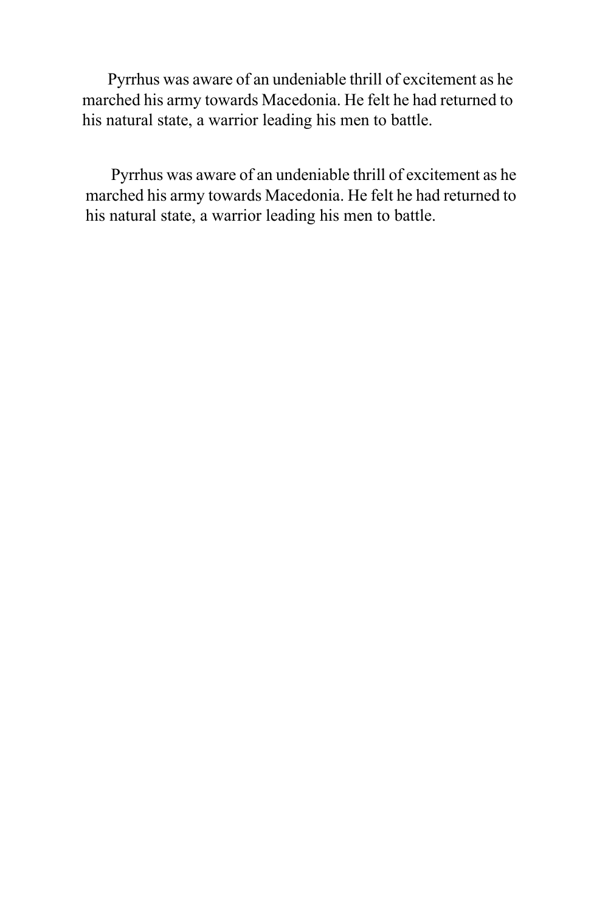Pyrrhus was aware of an undeniable thrill of excitement as he marched his army towards Macedonia. He felt he had returned to his natural state, a warrior leading his men to battle.

Pyrrhus was aware of an undeniable thrill of excitement as he marched his army towards Macedonia. He felt he had returned to his natural state, a warrior leading his men to battle.